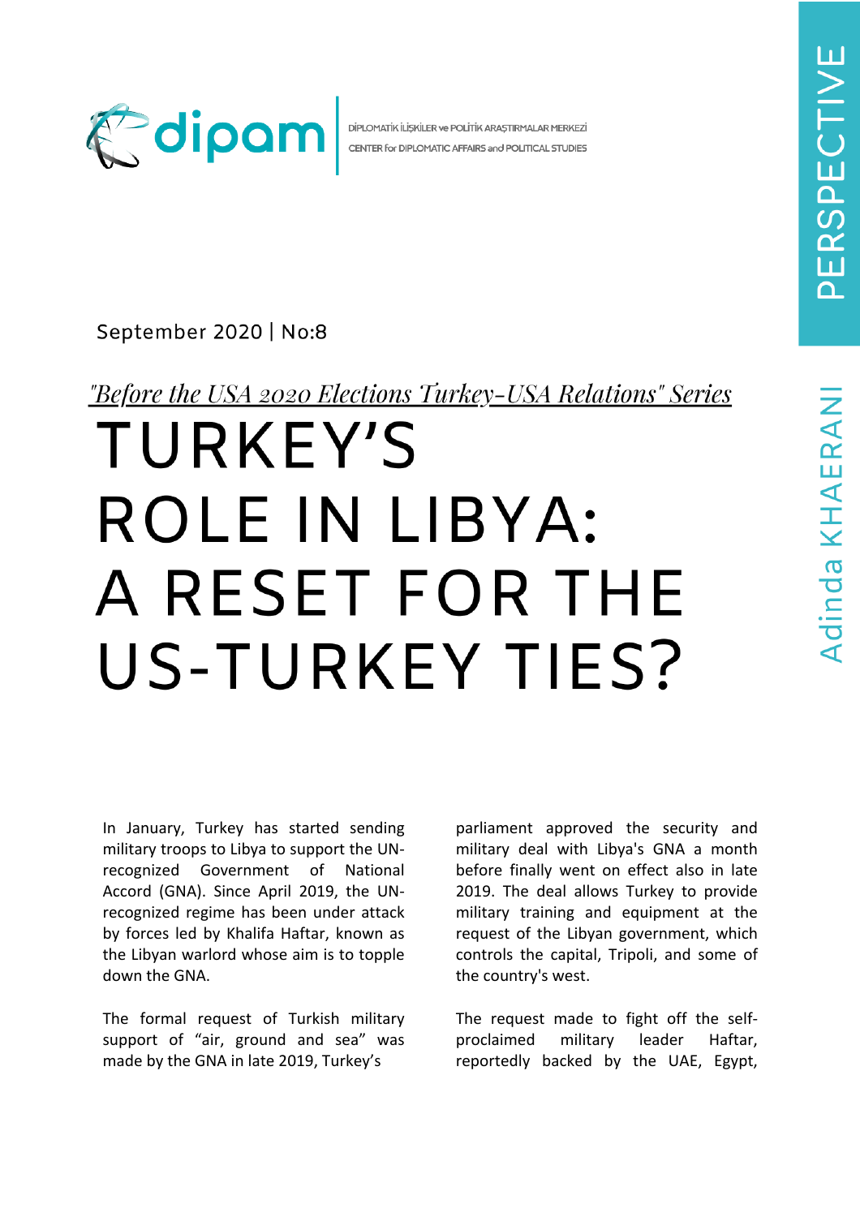DİPLOMATİK İLİŞKİLER ve POLİTİK ARAŞTIRMALAR MERKEZİ
CENTER for DIPLOMATIC AFFAIRS and POLITICAL STUDIES

PERSPECTIVE

September 2020 | No:8

*"Before the USA 2020 Elections Turkey-USA Relations" Series*

# TURKEY'S ROLE IN LIBYA: A RESET FOR THE US-TURKEY TIES?

Adinda KHAERANI

In January, Turkey has started sending military troops to Libya to support the UN-recognized Government of National Accord (GNA). Since April 2019, the UN-recognized regime has been under attack by forces led by Khalifa Haftar, known as the Libyan warlord whose aim is to topple down the GNA.

The formal request of Turkish military support of "air, ground and sea" was made by the GNA in late 2019, Turkey's parliament approved the security and military deal with Libya's GNA a month before finally went on effect also in late 2019. The deal allows Turkey to provide military training and equipment at the request of the Libyan government, which controls the capital, Tripoli, and some of the country's west.

The request made to fight off the self-proclaimed military leader Haftar, reportedly backed by the UAE, Egypt,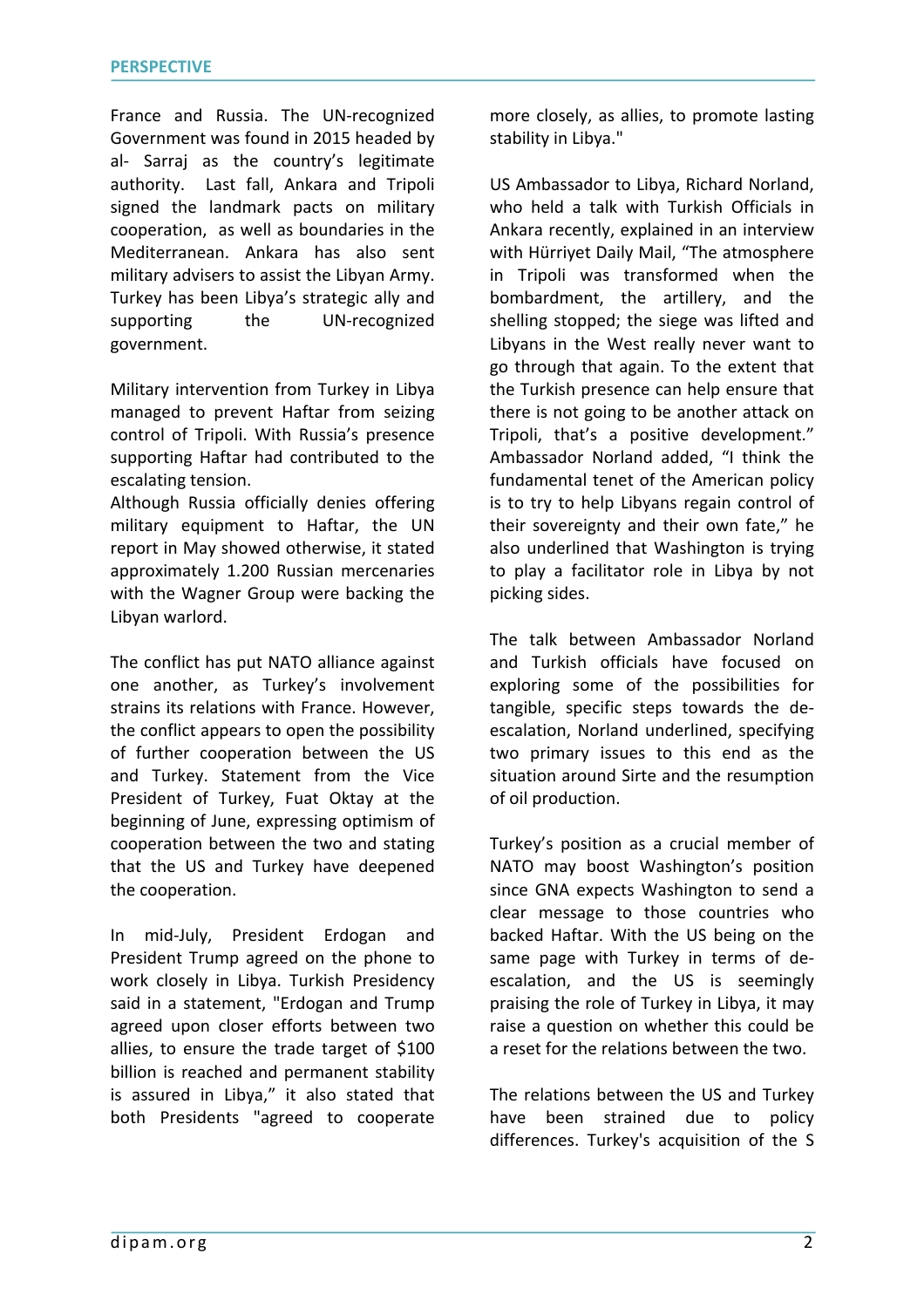France and Russia. The UN-recognized Government was found in 2015 headed by al- Sarraj as the country's legitimate authority. Last fall, Ankara and Tripoli signed the landmark pacts on military cooperation, as well as boundaries in the Mediterranean. Ankara has also sent military advisers to assist the Libyan Army. Turkey has been Libya's strategic ally and supporting the UN-recognized government.

Military intervention from Turkey in Libya managed to prevent Haftar from seizing control of Tripoli. With Russia's presence supporting Haftar had contributed to the escalating tension.
Although Russia officially denies offering military equipment to Haftar, the UN report in May showed otherwise, it stated approximately 1.200 Russian mercenaries with the Wagner Group were backing the Libyan warlord.

The conflict has put NATO alliance against one another, as Turkey's involvement strains its relations with France. However, the conflict appears to open the possibility of further cooperation between the US and Turkey. Statement from the Vice President of Turkey, Fuat Oktay at the beginning of June, expressing optimism of cooperation between the two and stating that the US and Turkey have deepened the cooperation.

In mid-July, President Erdogan and President Trump agreed on the phone to work closely in Libya. Turkish Presidency said in a statement, "Erdogan and Trump agreed upon closer efforts between two allies, to ensure the trade target of $100 billion is reached and permanent stability is assured in Libya," it also stated that both Presidents "agreed to cooperate more closely, as allies, to promote lasting stability in Libya."

US Ambassador to Libya, Richard Norland, who held a talk with Turkish Officials in Ankara recently, explained in an interview with Hürriyet Daily Mail, "The atmosphere in Tripoli was transformed when the bombardment, the artillery, and the shelling stopped; the siege was lifted and Libyans in the West really never want to go through that again. To the extent that the Turkish presence can help ensure that there is not going to be another attack on Tripoli, that's a positive development." Ambassador Norland added, "I think the fundamental tenet of the American policy is to try to help Libyans regain control of their sovereignty and their own fate," he also underlined that Washington is trying to play a facilitator role in Libya by not picking sides.

The talk between Ambassador Norland and Turkish officials have focused on exploring some of the possibilities for tangible, specific steps towards the de-escalation, Norland underlined, specifying two primary issues to this end as the situation around Sirte and the resumption of oil production.

Turkey's position as a crucial member of NATO may boost Washington's position since GNA expects Washington to send a clear message to those countries who backed Haftar. With the US being on the same page with Turkey in terms of de-escalation, and the US is seemingly praising the role of Turkey in Libya, it may raise a question on whether this could be a reset for the relations between the two.

The relations between the US and Turkey have been strained due to policy differences. Turkey's acquisition of the S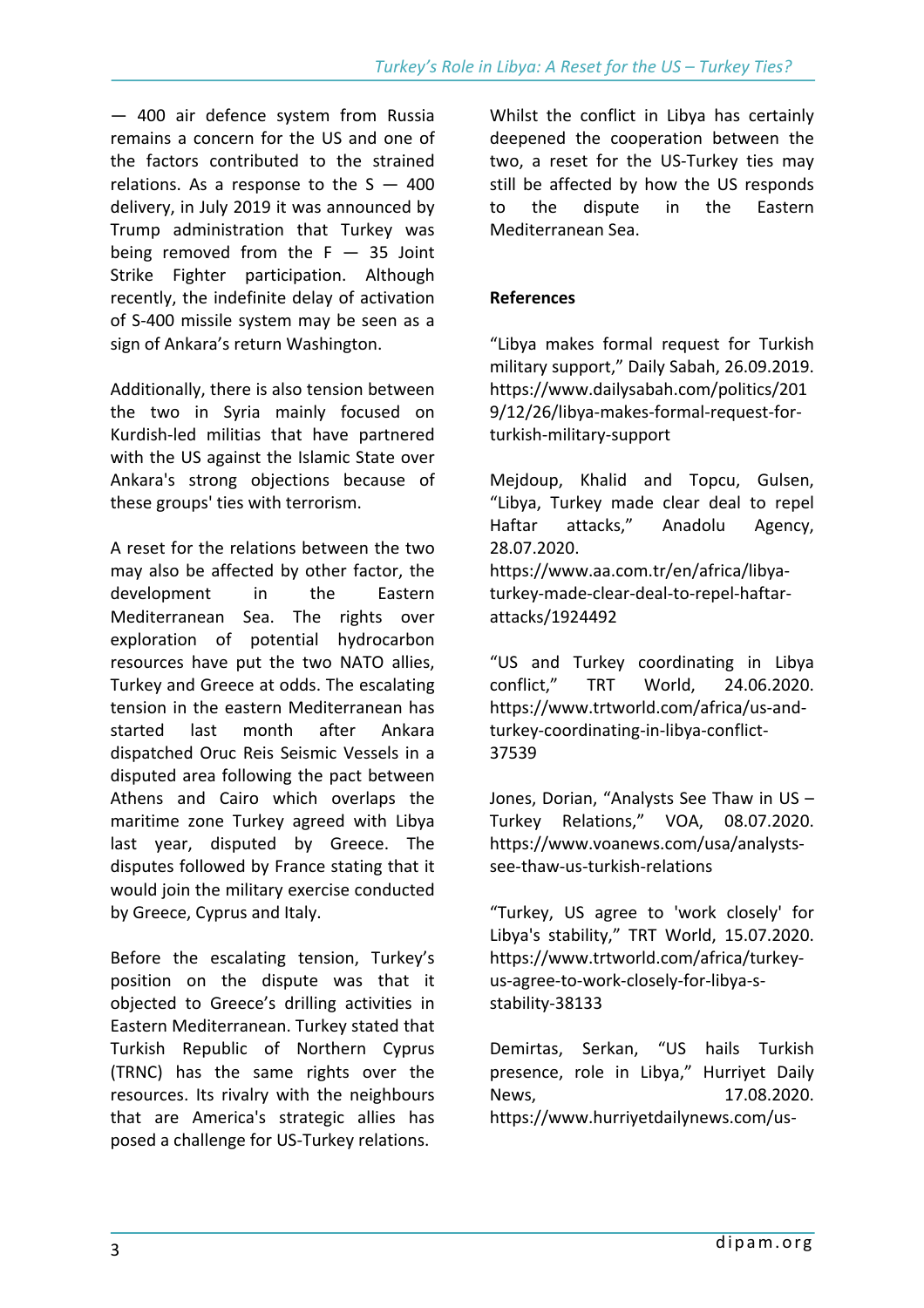— 400 air defence system from Russia remains a concern for the US and one of the factors contributed to the strained relations. As a response to the S — 400 delivery, in July 2019 it was announced by Trump administration that Turkey was being removed from the F — 35 Joint Strike Fighter participation. Although recently, the indefinite delay of activation of S-400 missile system may be seen as a sign of Ankara's return Washington.

Additionally, there is also tension between the two in Syria mainly focused on Kurdish-led militias that have partnered with the US against the Islamic State over Ankara's strong objections because of these groups' ties with terrorism.

A reset for the relations between the two may also be affected by other factor, the development in the Eastern Mediterranean Sea. The rights over exploration of potential hydrocarbon resources have put the two NATO allies, Turkey and Greece at odds. The escalating tension in the eastern Mediterranean has started last month after Ankara dispatched Oruc Reis Seismic Vessels in a disputed area following the pact between Athens and Cairo which overlaps the maritime zone Turkey agreed with Libya last year, disputed by Greece. The disputes followed by France stating that it would join the military exercise conducted by Greece, Cyprus and Italy.

Before the escalating tension, Turkey's position on the dispute was that it objected to Greece's drilling activities in Eastern Mediterranean. Turkey stated that Turkish Republic of Northern Cyprus (TRNC) has the same rights over the resources. Its rivalry with the neighbours that are America's strategic allies has posed a challenge for US-Turkey relations.

Whilst the conflict in Libya has certainly deepened the cooperation between the two, a reset for the US-Turkey ties may still be affected by how the US responds to the dispute in the Eastern Mediterranean Sea.

**References**

"Libya makes formal request for Turkish military support," Daily Sabah, 26.09.2019. https://www.dailysabah.com/politics/2019/12/26/libya-makes-formal-request-for-turkish-military-support

Mejdoup, Khalid and Topcu, Gulsen, "Libya, Turkey made clear deal to repel Haftar attacks," Anadolu Agency, 28.07.2020. https://www.aa.com.tr/en/africa/libya-turkey-made-clear-deal-to-repel-haftar-attacks/1924492

"US and Turkey coordinating in Libya conflict," TRT World, 24.06.2020. https://www.trtworld.com/africa/us-and-turkey-coordinating-in-libya-conflict-37539

Jones, Dorian, "Analysts See Thaw in US – Turkey Relations," VOA, 08.07.2020. https://www.voanews.com/usa/analysts-see-thaw-us-turkish-relations

"Turkey, US agree to 'work closely' for Libya's stability," TRT World, 15.07.2020. https://www.trtworld.com/africa/turkey-us-agree-to-work-closely-for-libya-s-stability-38133

Demirtas, Serkan, "US hails Turkish presence, role in Libya," Hurriyet Daily News, 17.08.2020. https://www.hurriyetdailynews.com/us-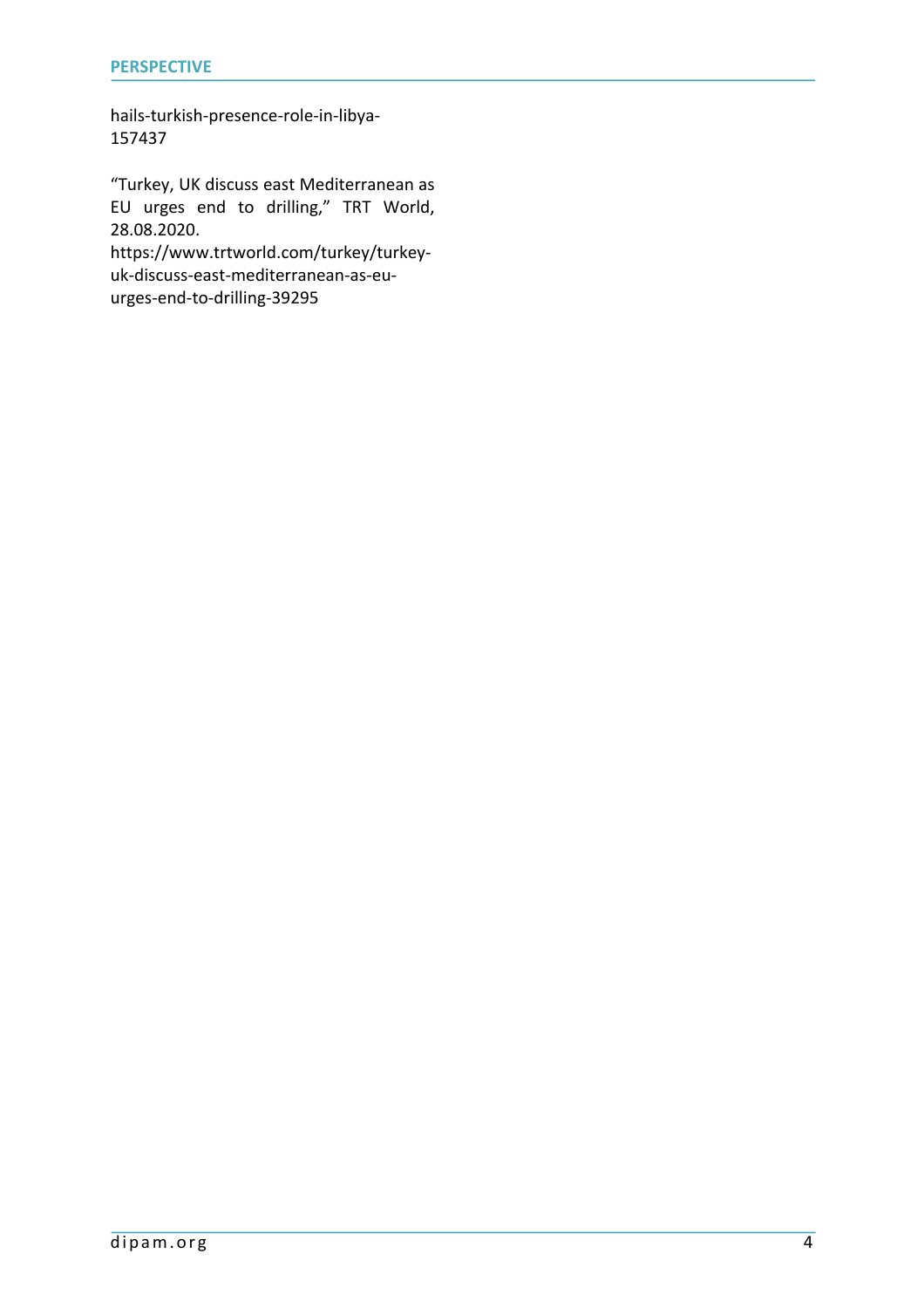hails-turkish-presence-role-in-libya-157437

"Turkey, UK discuss east Mediterranean as EU urges end to drilling," TRT World, 28.08.2020. https://www.trtworld.com/turkey/turkey-uk-discuss-east-mediterranean-as-eu-urges-end-to-drilling-39295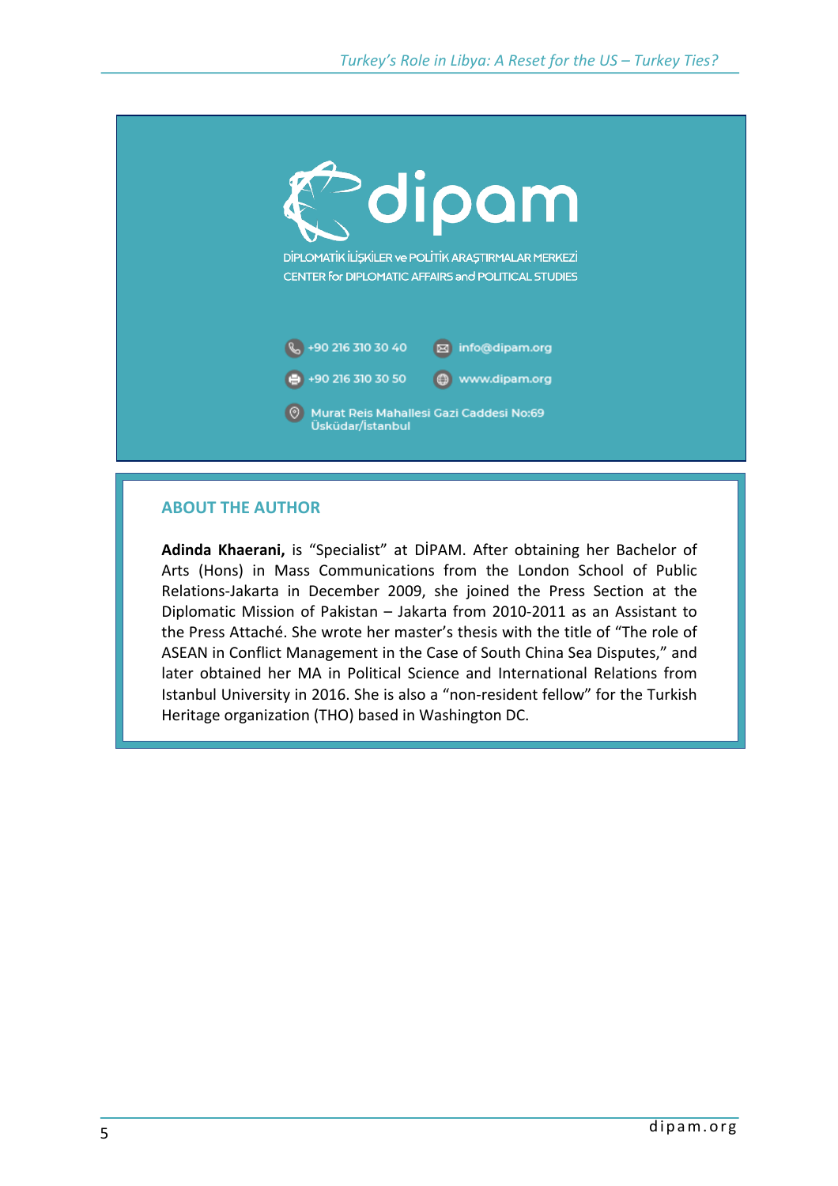dipam

DİPLOMATİK İLİŞKİLER ve POLİTİK ARAŞTIRMALAR MERKEZİ
CENTER for DIPLOMATIC AFFAIRS and POLITICAL STUDIES

+90 216 310 30 40
info@dipam.org
+90 216 310 30 50
www.dipam.org
Murat Reis Mahallesi Gazi Caddesi No:69
Üsküdar/İstanbul

## ABOUT THE AUTHOR

**Adinda Khaerani,** is "Specialist" at DİPAM. After obtaining her Bachelor of Arts (Hons) in Mass Communications from the London School of Public Relations-Jakarta in December 2009, she joined the Press Section at the Diplomatic Mission of Pakistan – Jakarta from 2010-2011 as an Assistant to the Press Attaché. She wrote her master's thesis with the title of "The role of ASEAN in Conflict Management in the Case of South China Sea Disputes," and later obtained her MA in Political Science and International Relations from Istanbul University in 2016. She is also a "non-resident fellow" for the Turkish Heritage organization (THO) based in Washington DC.